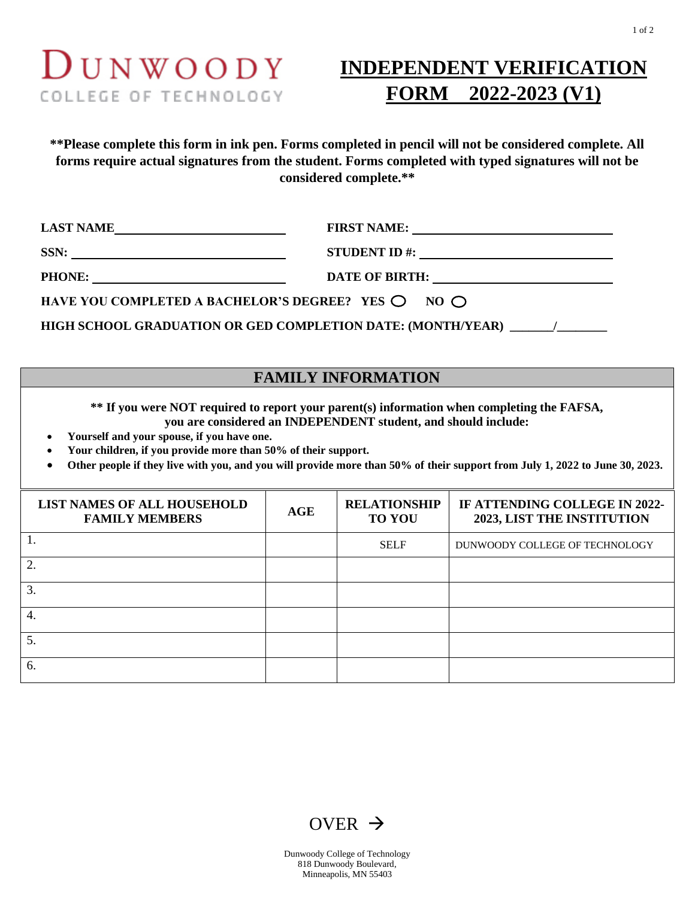DUNWOODY
COLLEGE OF TECHNOLOGY

# INDEPENDENT VERIFICATION FORM 2022-2023 (V1)

**\*\*Please complete this form in ink pen. Forms completed in pencil will not be considered complete. All forms require actual signatures from the student. Forms completed with typed signatures will not be considered complete.\*\***

**LAST NAME**\_\_\_\_\_\_\_\_\_\_\_\_\_\_\_\_\_\_\_\_\_\_\_\_\_\_\_ **FIRST NAME:** \_\_\_\_\_\_\_\_\_\_\_\_\_\_\_\_\_\_\_\_\_\_\_\_\_\_\_\_\_\_

**SSN:** \_\_\_\_\_\_\_\_\_\_\_\_\_\_\_\_\_\_\_\_\_\_\_\_\_\_\_\_\_\_ **STUDENT ID #:** \_\_\_\_\_\_\_\_\_\_\_\_\_\_\_\_\_\_\_\_\_\_\_\_\_\_\_\_\_\_

**PHONE:** \_\_\_\_\_\_\_\_\_\_\_\_\_\_\_\_\_\_\_\_\_\_\_\_\_\_\_\_\_\_ **DATE OF BIRTH:** \_\_\_\_\_\_\_\_\_\_\_\_\_\_\_\_\_\_\_\_\_\_\_\_\_\_\_\_\_\_

**HAVE YOU COMPLETED A BACHELOR'S DEGREE? YES** ○ **NO** ○

**HIGH SCHOOL GRADUATION OR GED COMPLETION DATE: (MONTH/YEAR)** \_\_\_\_\_\_\_/\_\_\_\_\_\_\_\_

## FAMILY INFORMATION

**\*\* If you were NOT required to report your parent(s) information when completing the FAFSA, you are considered an INDEPENDENT student, and should include:**

- **Yourself and your spouse, if you have one.**
- **Your children, if you provide more than 50% of their support.**
- **Other people if they live with you, and you will provide more than 50% of their support from July 1, 2022 to June 30, 2023.**

| LIST NAMES OF ALL HOUSEHOLD FAMILY MEMBERS | AGE | RELATIONSHIP TO YOU | IF ATTENDING COLLEGE IN 2022-2023, LIST THE INSTITUTION |
|---|---|---|---|
| 1. | | SELF | DUNWOODY COLLEGE OF TECHNOLOGY |
| 2. | | | |
| 3. | | | |
| 4. | | | |
| 5. | | | |
| 6. | | | |

OVER →

Dunwoody College of Technology
818 Dunwoody Boulevard,
Minneapolis, MN 55403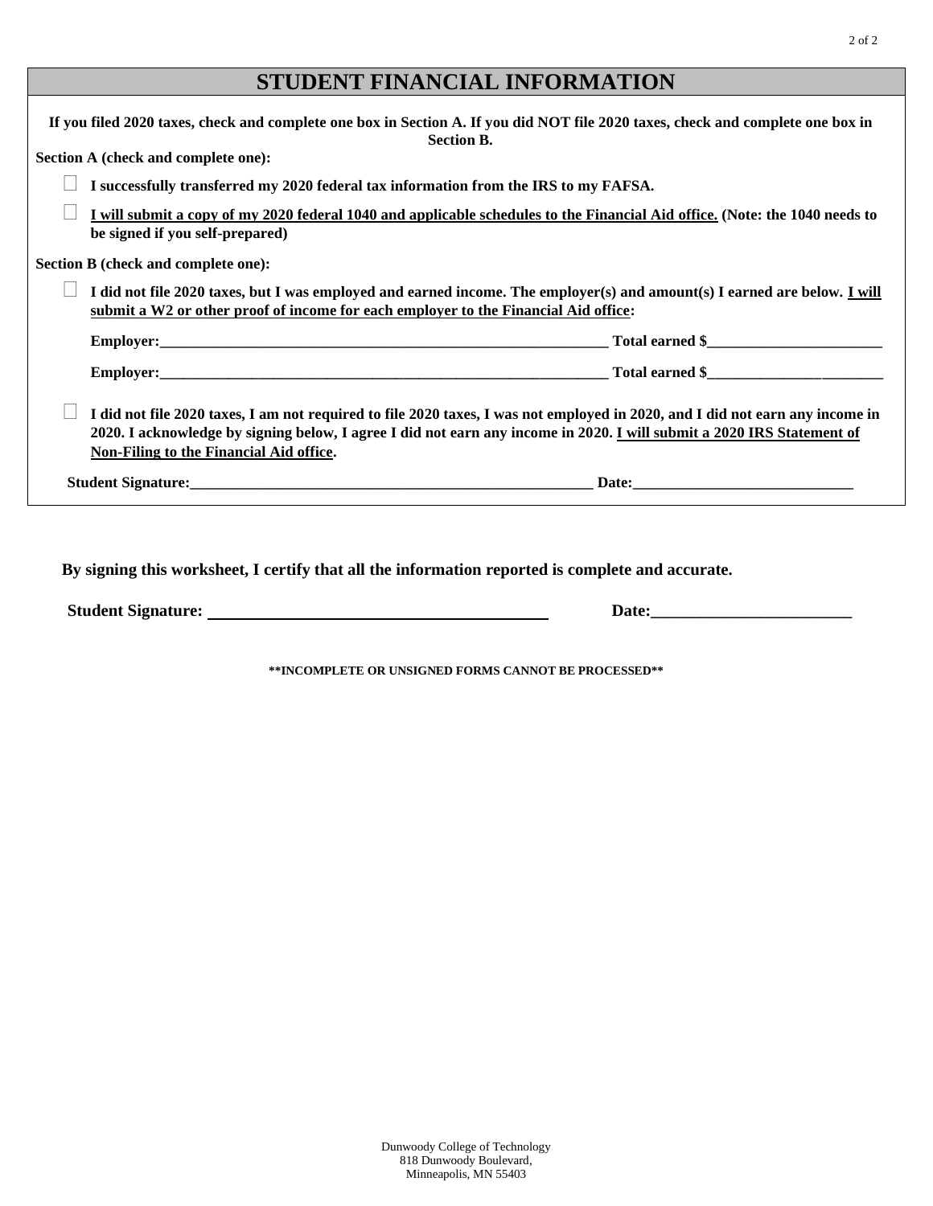# STUDENT FINANCIAL INFORMATION

**If you filed 2020 taxes, check and complete one box in Section A. If you did NOT file 2020 taxes, check and complete one box in Section B.**

**Section A (check and complete one):**

- ☐ **I successfully transferred my 2020 federal tax information from the IRS to my FAFSA.**
- ☐ **<u>I will submit a copy of my 2020 federal 1040 and applicable schedules to the Financial Aid office.</u> (Note: the 1040 needs to be signed if you self-prepared)**

**Section B (check and complete one):**

- ☐ **I did not file 2020 taxes, but I was employed and earned income. The employer(s) and amount(s) I earned are below. <u>I will submit a W2 or other proof of income for each employer to the Financial Aid office</u>:**

  **Employer:**_______________________________________________ **Total earned $**____________________

  **Employer:**_______________________________________________ **Total earned $**____________________

- ☐ **I did not file 2020 taxes, I am not required to file 2020 taxes, I was not employed in 2020, and I did not earn any income in 2020. I acknowledge by signing below, I agree I did not earn any income in 2020. <u>I will submit a 2020 IRS Statement of Non-Filing to the Financial Aid office</u>.**

**Student Signature:**_______________________________________________ **Date:**__________________________

**By signing this worksheet, I certify that all the information reported is complete and accurate.**

**Student Signature:** ____________________________________ **Date:**______________________

**\*\*INCOMPLETE OR UNSIGNED FORMS CANNOT BE PROCESSED\*\***

Dunwoody College of Technology
818 Dunwoody Boulevard,
Minneapolis, MN 55403